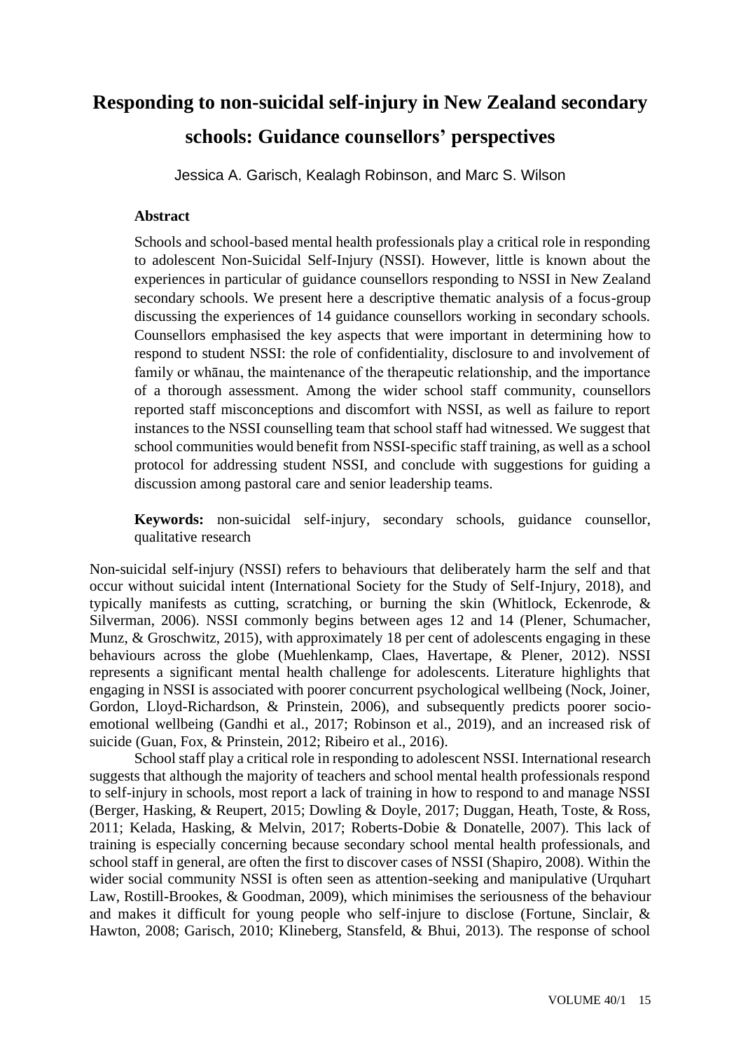# Responding to non-suicidal self-injury in New Zealand secondary schools: Guidance counsellors' perspectives

Jessica A. Garisch, Kealagh Robinson, and Marc S. Wilson

**Abstract**

Schools and school-based mental health professionals play a critical role in responding to adolescent Non-Suicidal Self-Injury (NSSI). However, little is known about the experiences in particular of guidance counsellors responding to NSSI in New Zealand secondary schools. We present here a descriptive thematic analysis of a focus-group discussing the experiences of 14 guidance counsellors working in secondary schools. Counsellors emphasised the key aspects that were important in determining how to respond to student NSSI: the role of confidentiality, disclosure to and involvement of family or whānau, the maintenance of the therapeutic relationship, and the importance of a thorough assessment. Among the wider school staff community, counsellors reported staff misconceptions and discomfort with NSSI, as well as failure to report instances to the NSSI counselling team that school staff had witnessed. We suggest that school communities would benefit from NSSI-specific staff training, as well as a school protocol for addressing student NSSI, and conclude with suggestions for guiding a discussion among pastoral care and senior leadership teams.

**Keywords:** non-suicidal self-injury, secondary schools, guidance counsellor, qualitative research

Non-suicidal self-injury (NSSI) refers to behaviours that deliberately harm the self and that occur without suicidal intent (International Society for the Study of Self-Injury, 2018), and typically manifests as cutting, scratching, or burning the skin (Whitlock, Eckenrode, & Silverman, 2006). NSSI commonly begins between ages 12 and 14 (Plener, Schumacher, Munz, & Groschwitz, 2015), with approximately 18 per cent of adolescents engaging in these behaviours across the globe (Muehlenkamp, Claes, Havertape, & Plener, 2012). NSSI represents a significant mental health challenge for adolescents. Literature highlights that engaging in NSSI is associated with poorer concurrent psychological wellbeing (Nock, Joiner, Gordon, Lloyd-Richardson, & Prinstein, 2006), and subsequently predicts poorer socio-emotional wellbeing (Gandhi et al., 2017; Robinson et al., 2019), and an increased risk of suicide (Guan, Fox, & Prinstein, 2012; Ribeiro et al., 2016).

School staff play a critical role in responding to adolescent NSSI. International research suggests that although the majority of teachers and school mental health professionals respond to self-injury in schools, most report a lack of training in how to respond to and manage NSSI (Berger, Hasking, & Reupert, 2015; Dowling & Doyle, 2017; Duggan, Heath, Toste, & Ross, 2011; Kelada, Hasking, & Melvin, 2017; Roberts-Dobie & Donatelle, 2007). This lack of training is especially concerning because secondary school mental health professionals, and school staff in general, are often the first to discover cases of NSSI (Shapiro, 2008). Within the wider social community NSSI is often seen as attention-seeking and manipulative (Urquhart Law, Rostill-Brookes, & Goodman, 2009), which minimises the seriousness of the behaviour and makes it difficult for young people who self-injure to disclose (Fortune, Sinclair, & Hawton, 2008; Garisch, 2010; Klineberg, Stansfeld, & Bhui, 2013). The response of school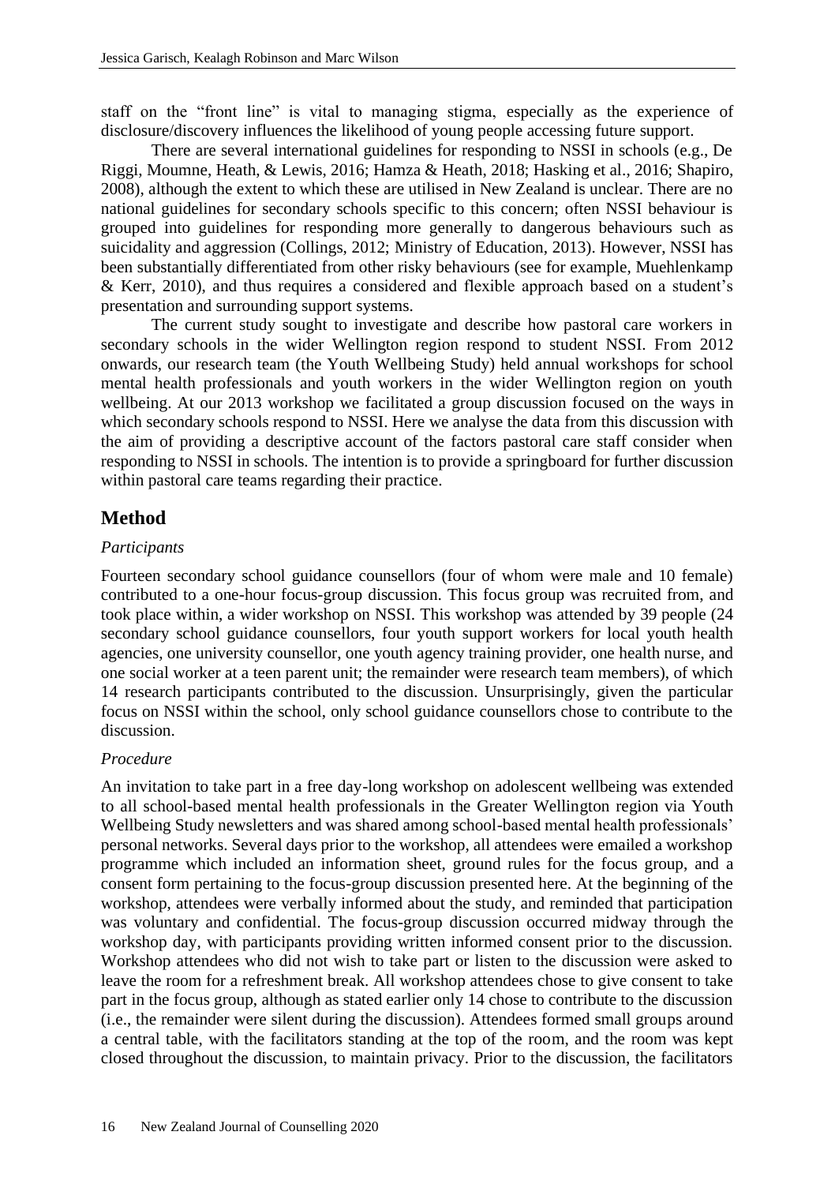staff on the "front line" is vital to managing stigma, especially as the experience of disclosure/discovery influences the likelihood of young people accessing future support.

There are several international guidelines for responding to NSSI in schools (e.g., De Riggi, Moumne, Heath, & Lewis, 2016; Hamza & Heath, 2018; Hasking et al., 2016; Shapiro, 2008), although the extent to which these are utilised in New Zealand is unclear. There are no national guidelines for secondary schools specific to this concern; often NSSI behaviour is grouped into guidelines for responding more generally to dangerous behaviours such as suicidality and aggression (Collings, 2012; Ministry of Education, 2013). However, NSSI has been substantially differentiated from other risky behaviours (see for example, Muehlenkamp & Kerr, 2010), and thus requires a considered and flexible approach based on a student's presentation and surrounding support systems.

The current study sought to investigate and describe how pastoral care workers in secondary schools in the wider Wellington region respond to student NSSI. From 2012 onwards, our research team (the Youth Wellbeing Study) held annual workshops for school mental health professionals and youth workers in the wider Wellington region on youth wellbeing. At our 2013 workshop we facilitated a group discussion focused on the ways in which secondary schools respond to NSSI. Here we analyse the data from this discussion with the aim of providing a descriptive account of the factors pastoral care staff consider when responding to NSSI in schools. The intention is to provide a springboard for further discussion within pastoral care teams regarding their practice.

## Method

### *Participants*

Fourteen secondary school guidance counsellors (four of whom were male and 10 female) contributed to a one-hour focus-group discussion. This focus group was recruited from, and took place within, a wider workshop on NSSI. This workshop was attended by 39 people (24 secondary school guidance counsellors, four youth support workers for local youth health agencies, one university counsellor, one youth agency training provider, one health nurse, and one social worker at a teen parent unit; the remainder were research team members), of which 14 research participants contributed to the discussion. Unsurprisingly, given the particular focus on NSSI within the school, only school guidance counsellors chose to contribute to the discussion.

### *Procedure*

An invitation to take part in a free day-long workshop on adolescent wellbeing was extended to all school-based mental health professionals in the Greater Wellington region via Youth Wellbeing Study newsletters and was shared among school-based mental health professionals' personal networks. Several days prior to the workshop, all attendees were emailed a workshop programme which included an information sheet, ground rules for the focus group, and a consent form pertaining to the focus-group discussion presented here. At the beginning of the workshop, attendees were verbally informed about the study, and reminded that participation was voluntary and confidential. The focus-group discussion occurred midway through the workshop day, with participants providing written informed consent prior to the discussion. Workshop attendees who did not wish to take part or listen to the discussion were asked to leave the room for a refreshment break. All workshop attendees chose to give consent to take part in the focus group, although as stated earlier only 14 chose to contribute to the discussion (i.e., the remainder were silent during the discussion). Attendees formed small groups around a central table, with the facilitators standing at the top of the room, and the room was kept closed throughout the discussion, to maintain privacy. Prior to the discussion, the facilitators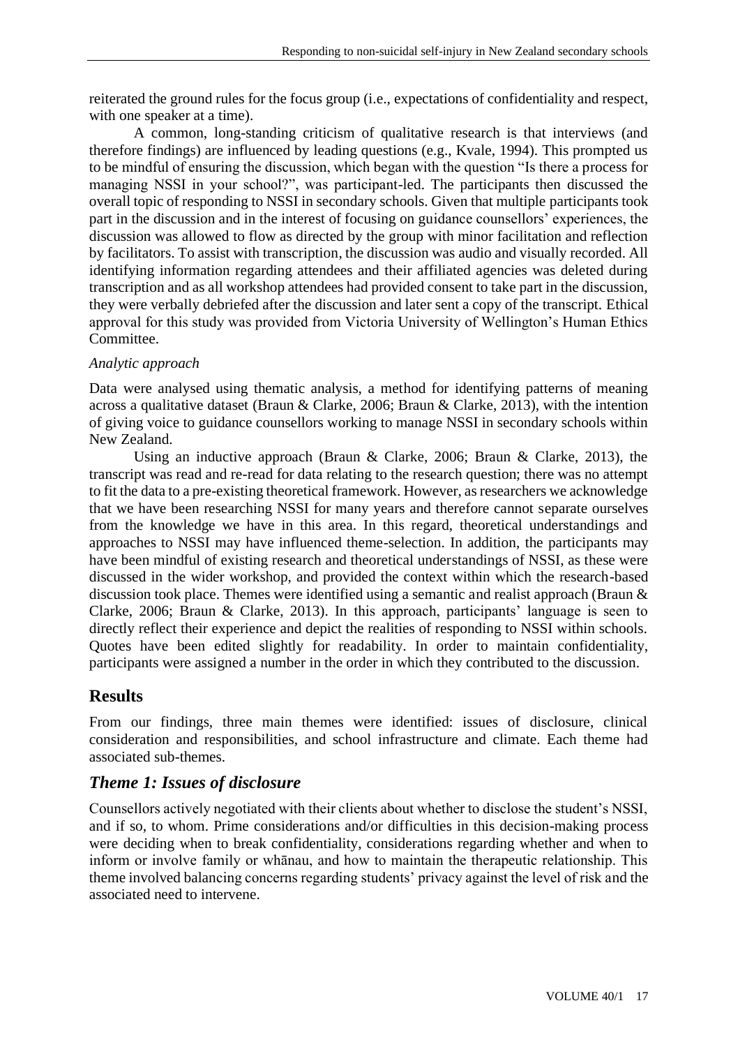reiterated the ground rules for the focus group (i.e., expectations of confidentiality and respect, with one speaker at a time).

A common, long-standing criticism of qualitative research is that interviews (and therefore findings) are influenced by leading questions (e.g., Kvale, 1994). This prompted us to be mindful of ensuring the discussion, which began with the question "Is there a process for managing NSSI in your school?", was participant-led. The participants then discussed the overall topic of responding to NSSI in secondary schools. Given that multiple participants took part in the discussion and in the interest of focusing on guidance counsellors' experiences, the discussion was allowed to flow as directed by the group with minor facilitation and reflection by facilitators. To assist with transcription, the discussion was audio and visually recorded. All identifying information regarding attendees and their affiliated agencies was deleted during transcription and as all workshop attendees had provided consent to take part in the discussion, they were verbally debriefed after the discussion and later sent a copy of the transcript. Ethical approval for this study was provided from Victoria University of Wellington's Human Ethics Committee.

*Analytic approach*

Data were analysed using thematic analysis, a method for identifying patterns of meaning across a qualitative dataset (Braun & Clarke, 2006; Braun & Clarke, 2013), with the intention of giving voice to guidance counsellors working to manage NSSI in secondary schools within New Zealand.

Using an inductive approach (Braun & Clarke, 2006; Braun & Clarke, 2013), the transcript was read and re-read for data relating to the research question; there was no attempt to fit the data to a pre-existing theoretical framework. However, as researchers we acknowledge that we have been researching NSSI for many years and therefore cannot separate ourselves from the knowledge we have in this area. In this regard, theoretical understandings and approaches to NSSI may have influenced theme-selection. In addition, the participants may have been mindful of existing research and theoretical understandings of NSSI, as these were discussed in the wider workshop, and provided the context within which the research-based discussion took place. Themes were identified using a semantic and realist approach (Braun & Clarke, 2006; Braun & Clarke, 2013). In this approach, participants' language is seen to directly reflect their experience and depict the realities of responding to NSSI within schools. Quotes have been edited slightly for readability. In order to maintain confidentiality, participants were assigned a number in the order in which they contributed to the discussion.

## Results

From our findings, three main themes were identified: issues of disclosure, clinical consideration and responsibilities, and school infrastructure and climate. Each theme had associated sub-themes.

### *Theme 1: Issues of disclosure*

Counsellors actively negotiated with their clients about whether to disclose the student's NSSI, and if so, to whom. Prime considerations and/or difficulties in this decision-making process were deciding when to break confidentiality, considerations regarding whether and when to inform or involve family or whānau, and how to maintain the therapeutic relationship. This theme involved balancing concerns regarding students' privacy against the level of risk and the associated need to intervene.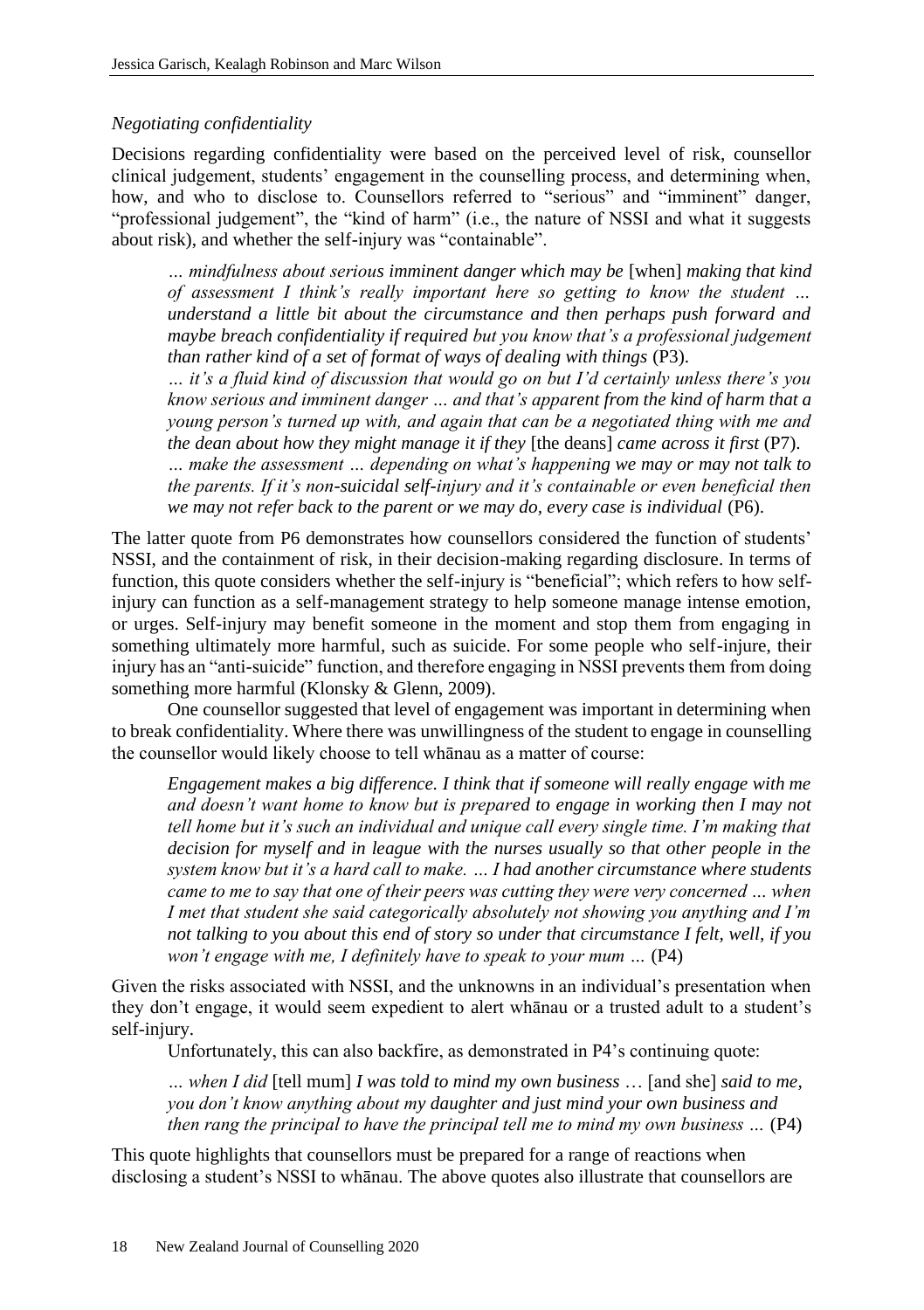### *Negotiating confidentiality*

Decisions regarding confidentiality were based on the perceived level of risk, counsellor clinical judgement, students' engagement in the counselling process, and determining when, how, and who to disclose to. Counsellors referred to "serious" and "imminent" danger, "professional judgement", the "kind of harm" (i.e., the nature of NSSI and what it suggests about risk), and whether the self-injury was "containable".

> *… mindfulness about serious imminent danger which may be* [when] *making that kind of assessment I think's really important here so getting to know the student … understand a little bit about the circumstance and then perhaps push forward and maybe breach confidentiality if required but you know that's a professional judgement than rather kind of a set of format of ways of dealing with things* (P3).
>
> *… it's a fluid kind of discussion that would go on but I'd certainly unless there's you know serious and imminent danger … and that's apparent from the kind of harm that a young person's turned up with, and again that can be a negotiated thing with me and the dean about how they might manage it if they* [the deans] *came across it first* (P7).
>
> *… make the assessment … depending on what's happening we may or may not talk to the parents. If it's non-suicidal self-injury and it's containable or even beneficial then we may not refer back to the parent or we may do, every case is individual* (P6).

The latter quote from P6 demonstrates how counsellors considered the function of students' NSSI, and the containment of risk, in their decision-making regarding disclosure. In terms of function, this quote considers whether the self-injury is "beneficial"; which refers to how self-injury can function as a self-management strategy to help someone manage intense emotion, or urges. Self-injury may benefit someone in the moment and stop them from engaging in something ultimately more harmful, such as suicide. For some people who self-injure, their injury has an "anti-suicide" function, and therefore engaging in NSSI prevents them from doing something more harmful (Klonsky & Glenn, 2009).

One counsellor suggested that level of engagement was important in determining when to break confidentiality. Where there was unwillingness of the student to engage in counselling the counsellor would likely choose to tell whānau as a matter of course:

> *Engagement makes a big difference. I think that if someone will really engage with me and doesn't want home to know but is prepared to engage in working then I may not tell home but it's such an individual and unique call every single time. I'm making that decision for myself and in league with the nurses usually so that other people in the system know but it's a hard call to make. … I had another circumstance where students came to me to say that one of their peers was cutting they were very concerned … when I met that student she said categorically absolutely not showing you anything and I'm not talking to you about this end of story so under that circumstance I felt, well, if you won't engage with me, I definitely have to speak to your mum …* (P4)

Given the risks associated with NSSI, and the unknowns in an individual's presentation when they don't engage, it would seem expedient to alert whānau or a trusted adult to a student's self-injury.

Unfortunately, this can also backfire, as demonstrated in P4's continuing quote:

> *… when I did* [tell mum] *I was told to mind my own business* … [and she] *said to me, you don't know anything about my daughter and just mind your own business and then rang the principal to have the principal tell me to mind my own business …* (P4)

This quote highlights that counsellors must be prepared for a range of reactions when disclosing a student's NSSI to whānau. The above quotes also illustrate that counsellors are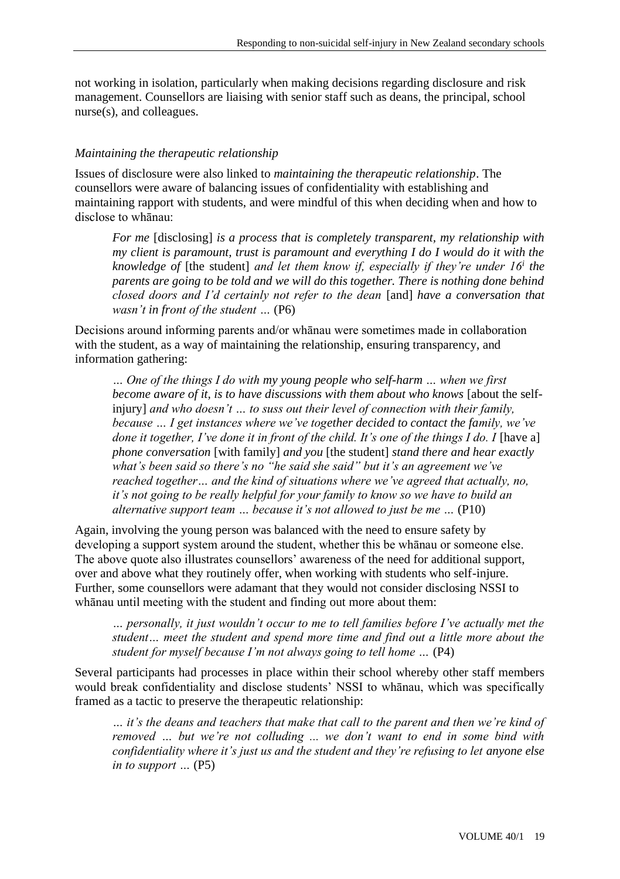not working in isolation, particularly when making decisions regarding disclosure and risk management. Counsellors are liaising with senior staff such as deans, the principal, school nurse(s), and colleagues.

### *Maintaining the therapeutic relationship*

Issues of disclosure were also linked to *maintaining the therapeutic relationship*. The counsellors were aware of balancing issues of confidentiality with establishing and maintaining rapport with students, and were mindful of this when deciding when and how to disclose to whānau:

> *For me* [disclosing] *is a process that is completely transparent, my relationship with my client is paramount, trust is paramount and everything I do I would do it with the knowledge of* [the student] *and let them know if, especially if they're under 16*[i] *the parents are going to be told and we will do this together. There is nothing done behind closed doors and I'd certainly not refer to the dean* [and] *have a conversation that wasn't in front of the student …* (P6)

Decisions around informing parents and/or whānau were sometimes made in collaboration with the student, as a way of maintaining the relationship, ensuring transparency, and information gathering:

> *… One of the things I do with my young people who self-harm … when we first become aware of it, is to have discussions with them about who knows* [about the self-injury] *and who doesn't … to suss out their level of connection with their family, because … I get instances where we've together decided to contact the family, we've done it together, I've done it in front of the child. It's one of the things I do. I* [have a] *phone conversation* [with family] *and you* [the student] *stand there and hear exactly what's been said so there's no "he said she said" but it's an agreement we've reached together… and the kind of situations where we've agreed that actually, no, it's not going to be really helpful for your family to know so we have to build an alternative support team … because it's not allowed to just be me …* (P10)

Again, involving the young person was balanced with the need to ensure safety by developing a support system around the student, whether this be whānau or someone else. The above quote also illustrates counsellors' awareness of the need for additional support, over and above what they routinely offer, when working with students who self-injure. Further, some counsellors were adamant that they would not consider disclosing NSSI to whānau until meeting with the student and finding out more about them:

> *… personally, it just wouldn't occur to me to tell families before I've actually met the student… meet the student and spend more time and find out a little more about the student for myself because I'm not always going to tell home …* (P4)

Several participants had processes in place within their school whereby other staff members would break confidentiality and disclose students' NSSI to whānau, which was specifically framed as a tactic to preserve the therapeutic relationship:

> *… it's the deans and teachers that make that call to the parent and then we're kind of removed … but we're not colluding ... we don't want to end in some bind with confidentiality where it's just us and the student and they're refusing to let anyone else in to support …* (P5)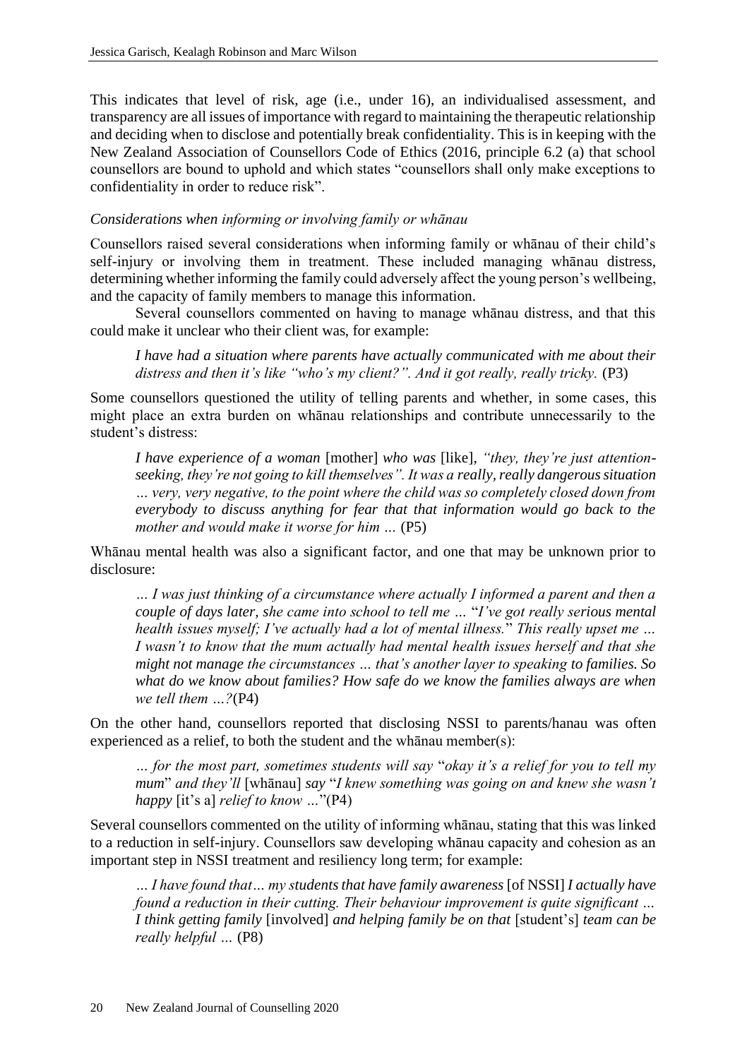This indicates that level of risk, age (i.e., under 16), an individualised assessment, and transparency are all issues of importance with regard to maintaining the therapeutic relationship and deciding when to disclose and potentially break confidentiality. This is in keeping with the New Zealand Association of Counsellors Code of Ethics (2016, principle 6.2 (a) that school counsellors are bound to uphold and which states "counsellors shall only make exceptions to confidentiality in order to reduce risk".

*Considerations when informing or involving family or whānau*

Counsellors raised several considerations when informing family or whānau of their child's self-injury or involving them in treatment. These included managing whānau distress, determining whether informing the family could adversely affect the young person's wellbeing, and the capacity of family members to manage this information.

Several counsellors commented on having to manage whānau distress, and that this could make it unclear who their client was, for example:

> *I have had a situation where parents have actually communicated with me about their distress and then it's like "who's my client?". And it got really, really tricky.* (P3)

Some counsellors questioned the utility of telling parents and whether, in some cases, this might place an extra burden on whānau relationships and contribute unnecessarily to the student's distress:

> *I have experience of a woman* [mother] *who was* [like], *"they, they're just attention-seeking, they're not going to kill themselves". It was a really, really dangerous situation … very, very negative, to the point where the child was so completely closed down from everybody to discuss anything for fear that that information would go back to the mother and would make it worse for him …* (P5)

Whānau mental health was also a significant factor, and one that may be unknown prior to disclosure:

> *… I was just thinking of a circumstance where actually I informed a parent and then a couple of days later, she came into school to tell me …* "*I've got really serious mental health issues myself; I've actually had a lot of mental illness.*" *This really upset me … I wasn't to know that the mum actually had mental health issues herself and that she might not manage the circumstances … that's another layer to speaking to families. So what do we know about families? How safe do we know the families always are when we tell them …?*(P4)

On the other hand, counsellors reported that disclosing NSSI to parents/hanau was often experienced as a relief, to both the student and the whānau member(s):

> *… for the most part, sometimes students will say* "*okay it's a relief for you to tell my mum*" *and they'll* [whānau] *say* "*I knew something was going on and knew she wasn't happy* [it's a] *relief to know …*"(P4)

Several counsellors commented on the utility of informing whānau, stating that this was linked to a reduction in self-injury. Counsellors saw developing whānau capacity and cohesion as an important step in NSSI treatment and resiliency long term; for example:

> *… I have found that… my students that have family awareness* [of NSSI] *I actually have found a reduction in their cutting. Their behaviour improvement is quite significant … I think getting family* [involved] *and helping family be on that* [student's] *team can be really helpful …* (P8)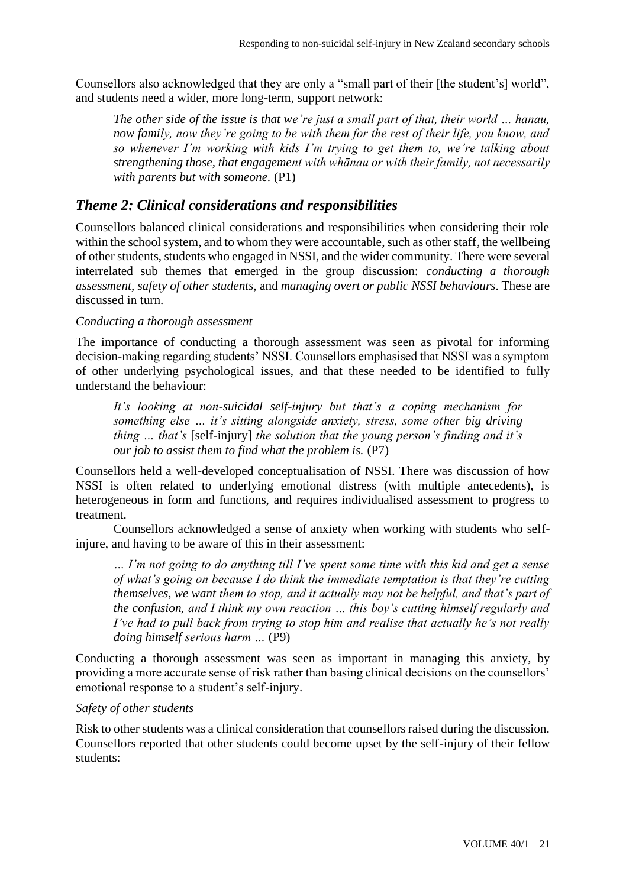Counsellors also acknowledged that they are only a "small part of their [the student's] world", and students need a wider, more long-term, support network:

> *The other side of the issue is that we're just a small part of that, their world … hanau, now family, now they're going to be with them for the rest of their life, you know, and so whenever I'm working with kids I'm trying to get them to, we're talking about strengthening those, that engagement with whānau or with their family, not necessarily with parents but with someone.* (P1)

## *Theme 2: Clinical considerations and responsibilities*

Counsellors balanced clinical considerations and responsibilities when considering their role within the school system, and to whom they were accountable, such as other staff, the wellbeing of other students, students who engaged in NSSI, and the wider community. There were several interrelated sub themes that emerged in the group discussion: *conducting a thorough assessment*, *safety of other students*, and *managing overt or public NSSI behaviours*. These are discussed in turn.

### *Conducting a thorough assessment*

The importance of conducting a thorough assessment was seen as pivotal for informing decision-making regarding students' NSSI. Counsellors emphasised that NSSI was a symptom of other underlying psychological issues, and that these needed to be identified to fully understand the behaviour:

> *It's looking at non-suicidal self-injury but that's a coping mechanism for something else … it's sitting alongside anxiety, stress, some other big driving thing … that's* [self-injury] *the solution that the young person's finding and it's our job to assist them to find what the problem is.* (P7)

Counsellors held a well-developed conceptualisation of NSSI. There was discussion of how NSSI is often related to underlying emotional distress (with multiple antecedents), is heterogeneous in form and functions, and requires individualised assessment to progress to treatment.

Counsellors acknowledged a sense of anxiety when working with students who self-injure, and having to be aware of this in their assessment:

> *… I'm not going to do anything till I've spent some time with this kid and get a sense of what's going on because I do think the immediate temptation is that they're cutting themselves, we want them to stop, and it actually may not be helpful, and that's part of the confusion, and I think my own reaction … this boy's cutting himself regularly and I've had to pull back from trying to stop him and realise that actually he's not really doing himself serious harm …* (P9)

Conducting a thorough assessment was seen as important in managing this anxiety, by providing a more accurate sense of risk rather than basing clinical decisions on the counsellors' emotional response to a student's self-injury.

### *Safety of other students*

Risk to other students was a clinical consideration that counsellors raised during the discussion. Counsellors reported that other students could become upset by the self-injury of their fellow students: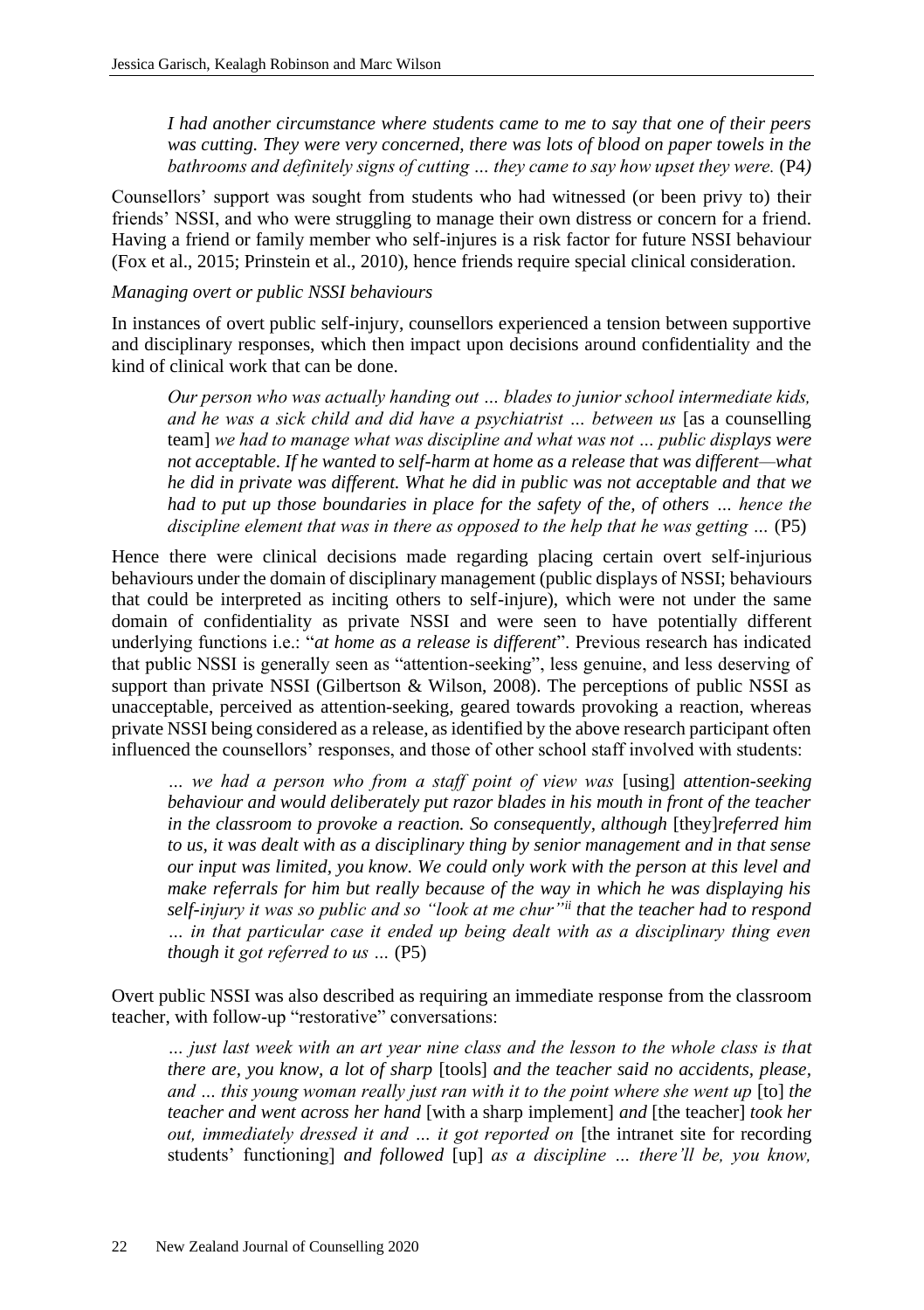*I had another circumstance where students came to me to say that one of their peers was cutting. They were very concerned, there was lots of blood on paper towels in the bathrooms and definitely signs of cutting … they came to say how upset they were.* (P4)

Counsellors' support was sought from students who had witnessed (or been privy to) their friends' NSSI, and who were struggling to manage their own distress or concern for a friend. Having a friend or family member who self-injures is a risk factor for future NSSI behaviour (Fox et al., 2015; Prinstein et al., 2010), hence friends require special clinical consideration.

*Managing overt or public NSSI behaviours*

In instances of overt public self-injury, counsellors experienced a tension between supportive and disciplinary responses, which then impact upon decisions around confidentiality and the kind of clinical work that can be done.

> *Our person who was actually handing out … blades to junior school intermediate kids, and he was a sick child and did have a psychiatrist … between us* [as a counselling team] *we had to manage what was discipline and what was not … public displays were not acceptable. If he wanted to self-harm at home as a release that was different—what he did in private was different. What he did in public was not acceptable and that we had to put up those boundaries in place for the safety of the, of others … hence the discipline element that was in there as opposed to the help that he was getting …* (P5)

Hence there were clinical decisions made regarding placing certain overt self-injurious behaviours under the domain of disciplinary management (public displays of NSSI; behaviours that could be interpreted as inciting others to self-injure), which were not under the same domain of confidentiality as private NSSI and were seen to have potentially different underlying functions i.e.: "*at home as a release is different*". Previous research has indicated that public NSSI is generally seen as "attention-seeking", less genuine, and less deserving of support than private NSSI (Gilbertson & Wilson, 2008). The perceptions of public NSSI as unacceptable, perceived as attention-seeking, geared towards provoking a reaction, whereas private NSSI being considered as a release, as identified by the above research participant often influenced the counsellors' responses, and those of other school staff involved with students:

> *… we had a person who from a staff point of view was* [using] *attention-seeking behaviour and would deliberately put razor blades in his mouth in front of the teacher in the classroom to provoke a reaction. So consequently, although* [they]*referred him to us, it was dealt with as a disciplinary thing by senior management and in that sense our input was limited, you know. We could only work with the person at this level and make referrals for him but really because of the way in which he was displaying his self-injury it was so public and so "look at me chur"*[ii] *that the teacher had to respond … in that particular case it ended up being dealt with as a disciplinary thing even though it got referred to us …* (P5)

Overt public NSSI was also described as requiring an immediate response from the classroom teacher, with follow-up "restorative" conversations:

> *… just last week with an art year nine class and the lesson to the whole class is that there are, you know, a lot of sharp* [tools] *and the teacher said no accidents, please, and … this young woman really just ran with it to the point where she went up* [to] *the teacher and went across her hand* [with a sharp implement] *and* [the teacher] *took her out, immediately dressed it and … it got reported on* [the intranet site for recording students' functioning] *and followed* [up] *as a discipline … there'll be, you know,*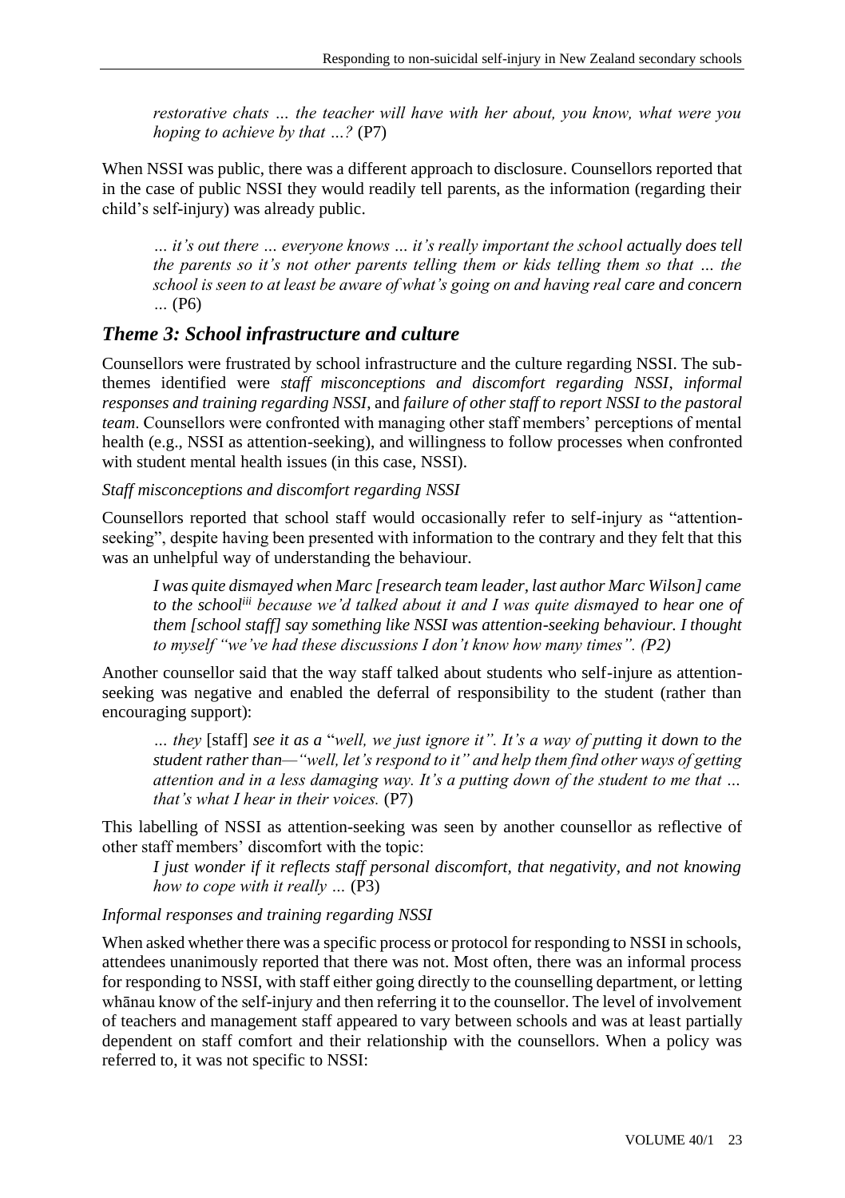*restorative chats … the teacher will have with her about, you know, what were you hoping to achieve by that …?* (P7)

When NSSI was public, there was a different approach to disclosure. Counsellors reported that in the case of public NSSI they would readily tell parents, as the information (regarding their child's self-injury) was already public.

> *… it's out there … everyone knows … it's really important the school actually does tell the parents so it's not other parents telling them or kids telling them so that … the school is seen to at least be aware of what's going on and having real care and concern …* (P6)

## *Theme 3: School infrastructure and culture*

Counsellors were frustrated by school infrastructure and the culture regarding NSSI. The sub-themes identified were *staff misconceptions and discomfort regarding NSSI*, *informal responses and training regarding NSSI*, and *failure of other staff to report NSSI to the pastoral team*. Counsellors were confronted with managing other staff members' perceptions of mental health (e.g., NSSI as attention-seeking), and willingness to follow processes when confronted with student mental health issues (in this case, NSSI).

*Staff misconceptions and discomfort regarding NSSI*

Counsellors reported that school staff would occasionally refer to self-injury as "attention-seeking", despite having been presented with information to the contrary and they felt that this was an unhelpful way of understanding the behaviour.

> *I was quite dismayed when Marc [research team leader, last author Marc Wilson] came to the school[iii] because we'd talked about it and I was quite dismayed to hear one of them [school staff] say something like NSSI was attention-seeking behaviour. I thought to myself "we've had these discussions I don't know how many times". (P2)*

Another counsellor said that the way staff talked about students who self-injure as attention-seeking was negative and enabled the deferral of responsibility to the student (rather than encouraging support):

> *… they* [staff] *see it as a* "*well, we just ignore it". It's a way of putting it down to the student rather than—"well, let's respond to it" and help them find other ways of getting attention and in a less damaging way. It's a putting down of the student to me that … that's what I hear in their voices.* (P7)

This labelling of NSSI as attention-seeking was seen by another counsellor as reflective of other staff members' discomfort with the topic:

> *I just wonder if it reflects staff personal discomfort, that negativity, and not knowing how to cope with it really …* (P3)

*Informal responses and training regarding NSSI*

When asked whether there was a specific process or protocol for responding to NSSI in schools, attendees unanimously reported that there was not. Most often, there was an informal process for responding to NSSI, with staff either going directly to the counselling department, or letting whānau know of the self-injury and then referring it to the counsellor. The level of involvement of teachers and management staff appeared to vary between schools and was at least partially dependent on staff comfort and their relationship with the counsellors. When a policy was referred to, it was not specific to NSSI: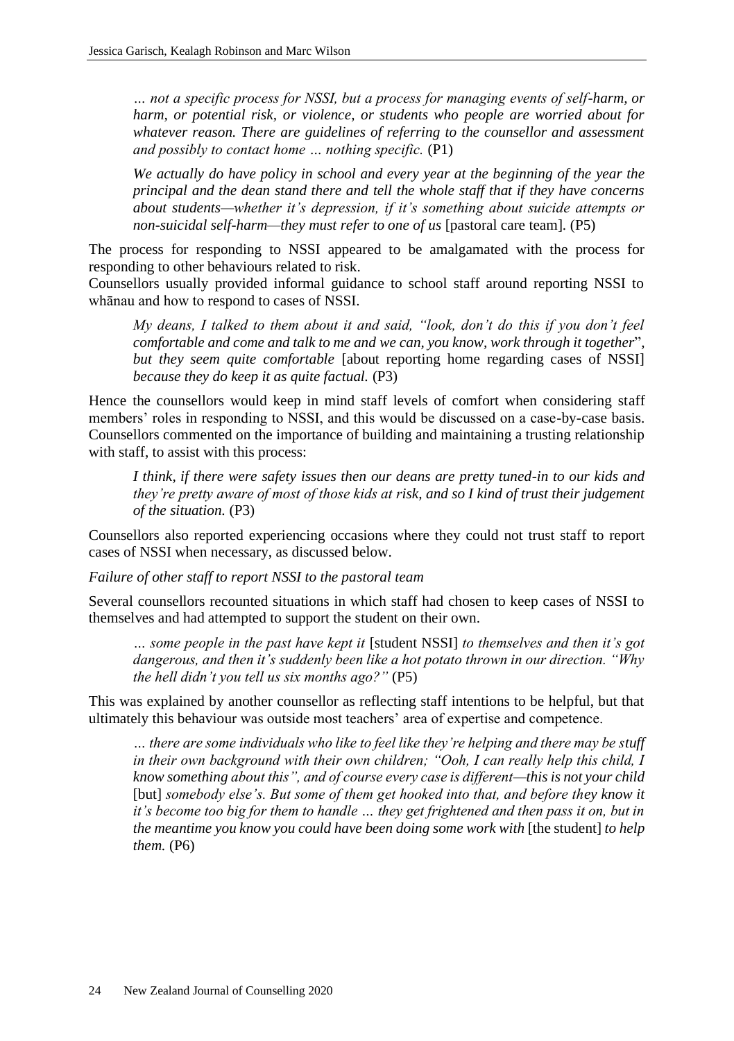*… not a specific process for NSSI, but a process for managing events of self-harm, or harm, or potential risk, or violence, or students who people are worried about for whatever reason. There are guidelines of referring to the counsellor and assessment and possibly to contact home … nothing specific.* (P1)

*We actually do have policy in school and every year at the beginning of the year the principal and the dean stand there and tell the whole staff that if they have concerns about students—whether it's depression, if it's something about suicide attempts or non-suicidal self-harm—they must refer to one of us* [pastoral care team]. (P5)

The process for responding to NSSI appeared to be amalgamated with the process for responding to other behaviours related to risk.

Counsellors usually provided informal guidance to school staff around reporting NSSI to whānau and how to respond to cases of NSSI.

*My deans, I talked to them about it and said, "look, don't do this if you don't feel comfortable and come and talk to me and we can, you know, work through it together", but they seem quite comfortable* [about reporting home regarding cases of NSSI] *because they do keep it as quite factual.* (P3)

Hence the counsellors would keep in mind staff levels of comfort when considering staff members' roles in responding to NSSI, and this would be discussed on a case-by-case basis. Counsellors commented on the importance of building and maintaining a trusting relationship with staff, to assist with this process:

*I think, if there were safety issues then our deans are pretty tuned-in to our kids and they're pretty aware of most of those kids at risk, and so I kind of trust their judgement of the situation.* (P3)

Counsellors also reported experiencing occasions where they could not trust staff to report cases of NSSI when necessary, as discussed below.

*Failure of other staff to report NSSI to the pastoral team*

Several counsellors recounted situations in which staff had chosen to keep cases of NSSI to themselves and had attempted to support the student on their own.

*… some people in the past have kept it* [student NSSI] *to themselves and then it's got dangerous, and then it's suddenly been like a hot potato thrown in our direction. "Why the hell didn't you tell us six months ago?"* (P5)

This was explained by another counsellor as reflecting staff intentions to be helpful, but that ultimately this behaviour was outside most teachers' area of expertise and competence.

*… there are some individuals who like to feel like they're helping and there may be stuff in their own background with their own children; "Ooh, I can really help this child, I know something about this", and of course every case is different—this is not your child* [but] *somebody else's. But some of them get hooked into that, and before they know it it's become too big for them to handle … they get frightened and then pass it on, but in the meantime you know you could have been doing some work with* [the student] *to help them.* (P6)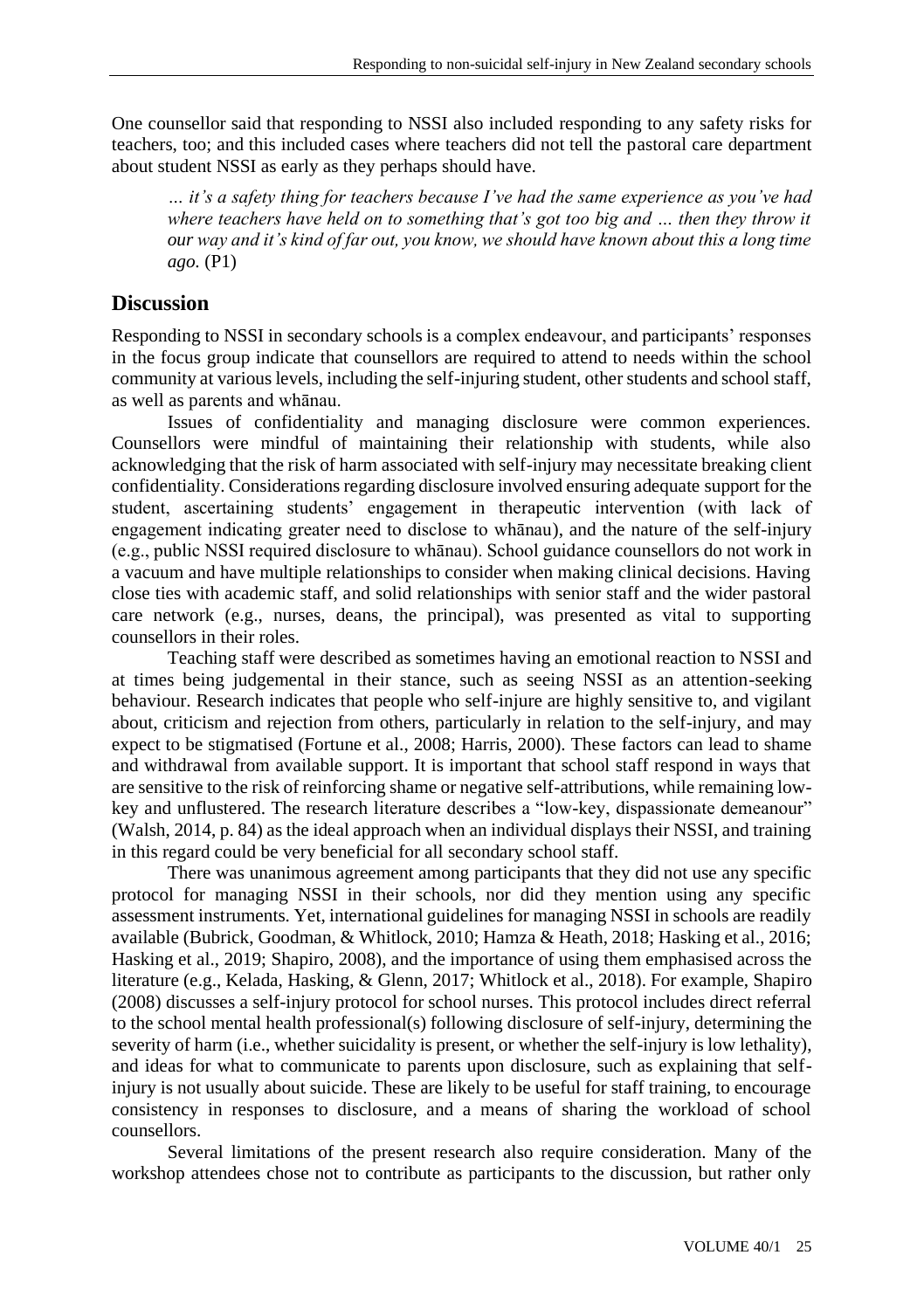One counsellor said that responding to NSSI also included responding to any safety risks for teachers, too; and this included cases where teachers did not tell the pastoral care department about student NSSI as early as they perhaps should have.

> *… it's a safety thing for teachers because I've had the same experience as you've had where teachers have held on to something that's got too big and … then they throw it our way and it's kind of far out, you know, we should have known about this a long time ago.* (P1)

## Discussion

Responding to NSSI in secondary schools is a complex endeavour, and participants' responses in the focus group indicate that counsellors are required to attend to needs within the school community at various levels, including the self-injuring student, other students and school staff, as well as parents and whānau.

Issues of confidentiality and managing disclosure were common experiences. Counsellors were mindful of maintaining their relationship with students, while also acknowledging that the risk of harm associated with self-injury may necessitate breaking client confidentiality. Considerations regarding disclosure involved ensuring adequate support for the student, ascertaining students' engagement in therapeutic intervention (with lack of engagement indicating greater need to disclose to whānau), and the nature of the self-injury (e.g., public NSSI required disclosure to whānau). School guidance counsellors do not work in a vacuum and have multiple relationships to consider when making clinical decisions. Having close ties with academic staff, and solid relationships with senior staff and the wider pastoral care network (e.g., nurses, deans, the principal), was presented as vital to supporting counsellors in their roles.

Teaching staff were described as sometimes having an emotional reaction to NSSI and at times being judgemental in their stance, such as seeing NSSI as an attention-seeking behaviour. Research indicates that people who self-injure are highly sensitive to, and vigilant about, criticism and rejection from others, particularly in relation to the self-injury, and may expect to be stigmatised (Fortune et al., 2008; Harris, 2000). These factors can lead to shame and withdrawal from available support. It is important that school staff respond in ways that are sensitive to the risk of reinforcing shame or negative self-attributions, while remaining low-key and unflustered. The research literature describes a "low-key, dispassionate demeanour" (Walsh, 2014, p. 84) as the ideal approach when an individual displays their NSSI, and training in this regard could be very beneficial for all secondary school staff.

There was unanimous agreement among participants that they did not use any specific protocol for managing NSSI in their schools, nor did they mention using any specific assessment instruments. Yet, international guidelines for managing NSSI in schools are readily available (Bubrick, Goodman, & Whitlock, 2010; Hamza & Heath, 2018; Hasking et al., 2016; Hasking et al., 2019; Shapiro, 2008), and the importance of using them emphasised across the literature (e.g., Kelada, Hasking, & Glenn, 2017; Whitlock et al., 2018). For example, Shapiro (2008) discusses a self-injury protocol for school nurses. This protocol includes direct referral to the school mental health professional(s) following disclosure of self-injury, determining the severity of harm (i.e., whether suicidality is present, or whether the self-injury is low lethality), and ideas for what to communicate to parents upon disclosure, such as explaining that self-injury is not usually about suicide. These are likely to be useful for staff training, to encourage consistency in responses to disclosure, and a means of sharing the workload of school counsellors.

Several limitations of the present research also require consideration. Many of the workshop attendees chose not to contribute as participants to the discussion, but rather only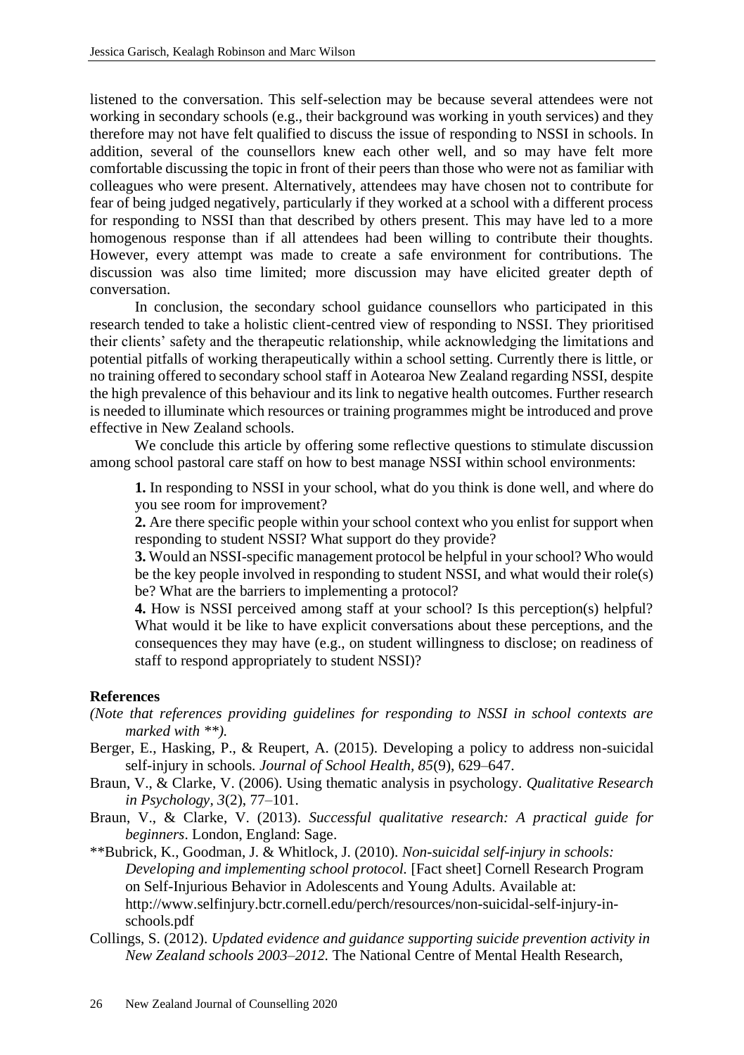listened to the conversation. This self-selection may be because several attendees were not working in secondary schools (e.g., their background was working in youth services) and they therefore may not have felt qualified to discuss the issue of responding to NSSI in schools. In addition, several of the counsellors knew each other well, and so may have felt more comfortable discussing the topic in front of their peers than those who were not as familiar with colleagues who were present. Alternatively, attendees may have chosen not to contribute for fear of being judged negatively, particularly if they worked at a school with a different process for responding to NSSI than that described by others present. This may have led to a more homogenous response than if all attendees had been willing to contribute their thoughts. However, every attempt was made to create a safe environment for contributions. The discussion was also time limited; more discussion may have elicited greater depth of conversation.

In conclusion, the secondary school guidance counsellors who participated in this research tended to take a holistic client-centred view of responding to NSSI. They prioritised their clients' safety and the therapeutic relationship, while acknowledging the limitations and potential pitfalls of working therapeutically within a school setting. Currently there is little, or no training offered to secondary school staff in Aotearoa New Zealand regarding NSSI, despite the high prevalence of this behaviour and its link to negative health outcomes. Further research is needed to illuminate which resources or training programmes might be introduced and prove effective in New Zealand schools.

We conclude this article by offering some reflective questions to stimulate discussion among school pastoral care staff on how to best manage NSSI within school environments:

**1.** In responding to NSSI in your school, what do you think is done well, and where do you see room for improvement?

**2.** Are there specific people within your school context who you enlist for support when responding to student NSSI? What support do they provide?

**3.** Would an NSSI-specific management protocol be helpful in your school? Who would be the key people involved in responding to student NSSI, and what would their role(s) be? What are the barriers to implementing a protocol?

**4.** How is NSSI perceived among staff at your school? Is this perception(s) helpful? What would it be like to have explicit conversations about these perceptions, and the consequences they may have (e.g., on student willingness to disclose; on readiness of staff to respond appropriately to student NSSI)?

## References

*(Note that references providing guidelines for responding to NSSI in school contexts are marked with \*\*).*

Berger, E., Hasking, P., & Reupert, A. (2015). Developing a policy to address non-suicidal self-injury in schools. *Journal of School Health, 85*(9), 629–647.

Braun, V., & Clarke, V. (2006). Using thematic analysis in psychology. *Qualitative Research in Psychology, 3*(2), 77–101.

Braun, V., & Clarke, V. (2013). *Successful qualitative research: A practical guide for beginners*. London, England: Sage.

**Bubrick, K., Goodman, J. & Whitlock, J. (2010). *Non-suicidal self-injury in schools: Developing and implementing school protocol.* [Fact sheet] Cornell Research Program on Self-Injurious Behavior in Adolescents and Young Adults. Available at: http://www.selfinjury.bctr.cornell.edu/perch/resources/non-suicidal-self-injury-in-schools.pdf

Collings, S. (2012). *Updated evidence and guidance supporting suicide prevention activity in New Zealand schools 2003–2012.* The National Centre of Mental Health Research,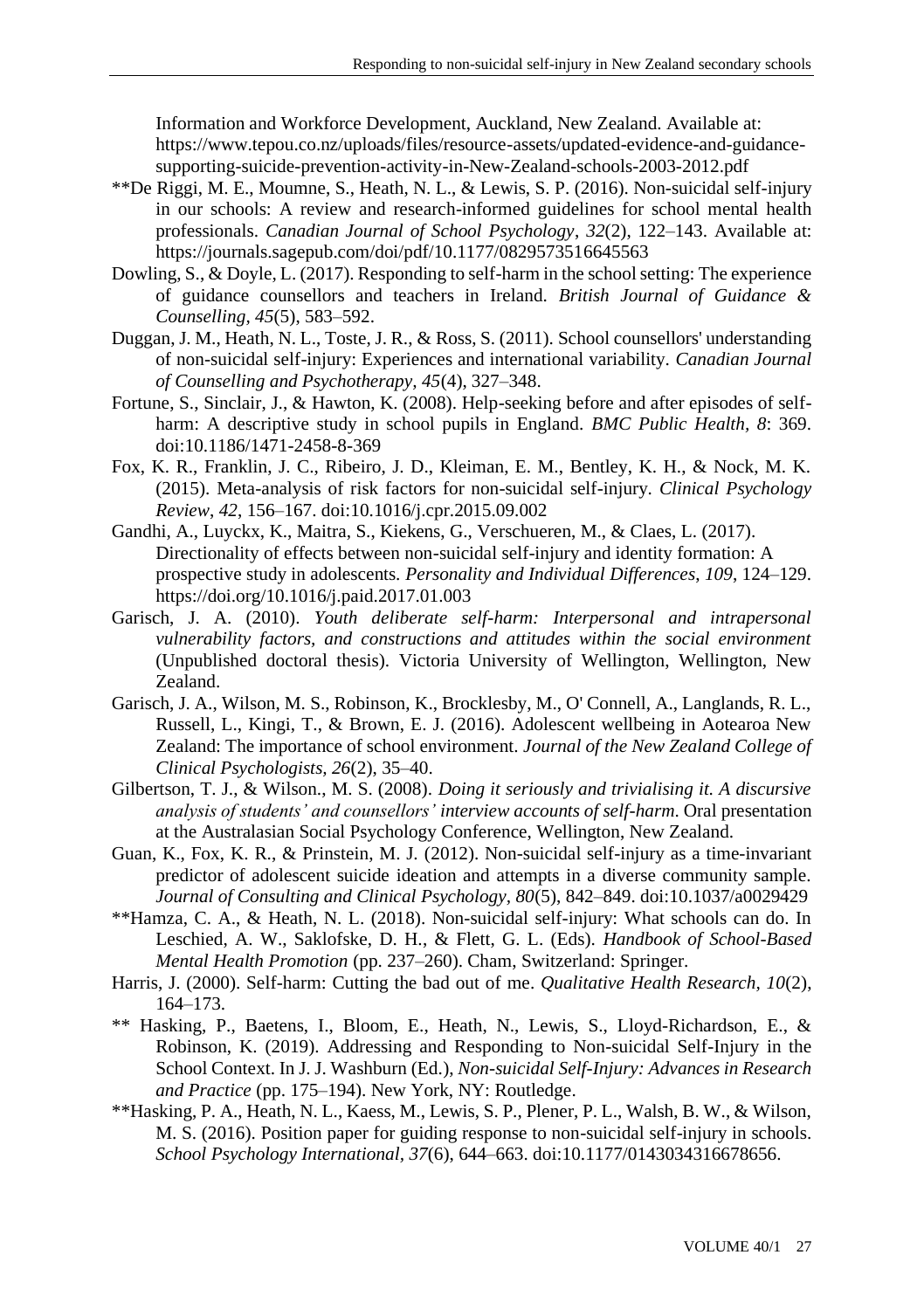Information and Workforce Development, Auckland, New Zealand. Available at: https://www.tepou.co.nz/uploads/files/resource-assets/updated-evidence-and-guidance-supporting-suicide-prevention-activity-in-New-Zealand-schools-2003-2012.pdf

**De Riggi, M. E., Moumne, S., Heath, N. L., & Lewis, S. P. (2016). Non-suicidal self-injury in our schools: A review and research-informed guidelines for school mental health professionals. *Canadian Journal of School Psychology*, *32*(2), 122–143. Available at: https://journals.sagepub.com/doi/pdf/10.1177/0829573516645563

Dowling, S., & Doyle, L. (2017). Responding to self-harm in the school setting: The experience of guidance counsellors and teachers in Ireland. *British Journal of Guidance & Counselling*, *45*(5), 583–592.

Duggan, J. M., Heath, N. L., Toste, J. R., & Ross, S. (2011). School counsellors' understanding of non-suicidal self-injury: Experiences and international variability. *Canadian Journal of Counselling and Psychotherapy*, *45*(4), 327–348.

Fortune, S., Sinclair, J., & Hawton, K. (2008). Help-seeking before and after episodes of self-harm: A descriptive study in school pupils in England. *BMC Public Health*, *8*: 369. doi:10.1186/1471-2458-8-369

Fox, K. R., Franklin, J. C., Ribeiro, J. D., Kleiman, E. M., Bentley, K. H., & Nock, M. K. (2015). Meta-analysis of risk factors for non-suicidal self-injury. *Clinical Psychology Review*, *42*, 156–167. doi:10.1016/j.cpr.2015.09.002

Gandhi, A., Luyckx, K., Maitra, S., Kiekens, G., Verschueren, M., & Claes, L. (2017). Directionality of effects between non-suicidal self-injury and identity formation: A prospective study in adolescents. *Personality and Individual Differences*, *109*, 124–129. https://doi.org/10.1016/j.paid.2017.01.003

Garisch, J. A. (2010). *Youth deliberate self-harm: Interpersonal and intrapersonal vulnerability factors, and constructions and attitudes within the social environment* (Unpublished doctoral thesis). Victoria University of Wellington, Wellington, New Zealand.

Garisch, J. A., Wilson, M. S., Robinson, K., Brocklesby, M., O' Connell, A., Langlands, R. L., Russell, L., Kingi, T., & Brown, E. J. (2016). Adolescent wellbeing in Aotearoa New Zealand: The importance of school environment. *Journal of the New Zealand College of Clinical Psychologists, 26*(2), 35–40.

Gilbertson, T. J., & Wilson., M. S. (2008). *Doing it seriously and trivialising it. A discursive analysis of students' and counsellors' interview accounts of self-harm*. Oral presentation at the Australasian Social Psychology Conference, Wellington, New Zealand.

Guan, K., Fox, K. R., & Prinstein, M. J. (2012). Non-suicidal self-injury as a time-invariant predictor of adolescent suicide ideation and attempts in a diverse community sample. *Journal of Consulting and Clinical Psychology*, *80*(5), 842–849. doi:10.1037/a0029429

**Hamza, C. A., & Heath, N. L. (2018). Non-suicidal self-injury: What schools can do. In Leschied, A. W., Saklofske, D. H., & Flett, G. L. (Eds). *Handbook of School-Based Mental Health Promotion* (pp. 237–260). Cham, Switzerland: Springer.

Harris, J. (2000). Self-harm: Cutting the bad out of me. *Qualitative Health Research, 10*(2), 164–173.

** Hasking, P., Baetens, I., Bloom, E., Heath, N., Lewis, S., Lloyd-Richardson, E., & Robinson, K. (2019). Addressing and Responding to Non-suicidal Self-Injury in the School Context. In J. J. Washburn (Ed.), *Non-suicidal Self-Injury: Advances in Research and Practice* (pp. 175–194). New York, NY: Routledge.

**Hasking, P. A., Heath, N. L., Kaess, M., Lewis, S. P., Plener, P. L., Walsh, B. W., & Wilson, M. S. (2016). Position paper for guiding response to non-suicidal self-injury in schools. *School Psychology International*, *37*(6), 644–663. doi:10.1177/0143034316678656.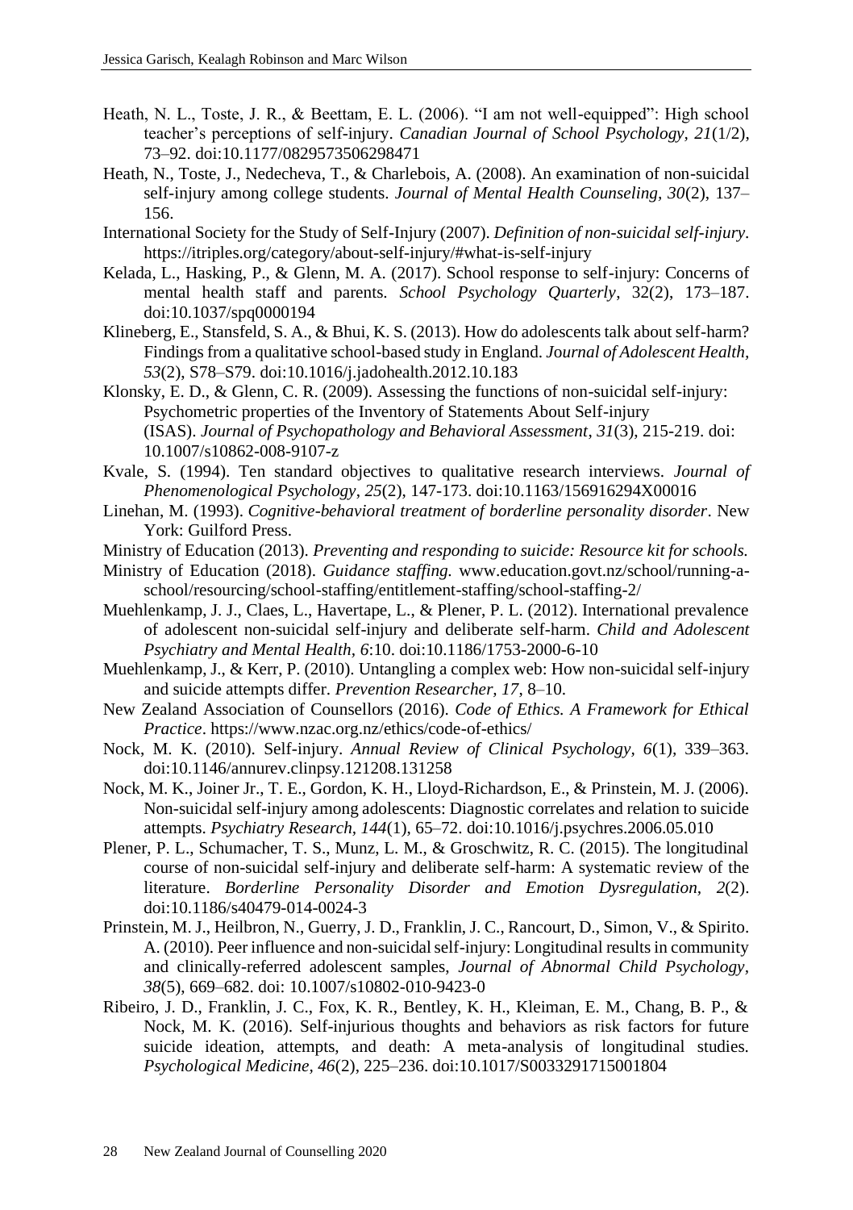Heath, N. L., Toste, J. R., & Beettam, E. L. (2006). "I am not well-equipped": High school teacher's perceptions of self-injury. *Canadian Journal of School Psychology, 21*(1/2), 73–92. doi:10.1177/0829573506298471

Heath, N., Toste, J., Nedecheva, T., & Charlebois, A. (2008). An examination of non-suicidal self-injury among college students. *Journal of Mental Health Counseling, 30*(2), 137–156.

International Society for the Study of Self-Injury (2007). *Definition of non-suicidal self-injury*. https://itriples.org/category/about-self-injury/#what-is-self-injury

Kelada, L., Hasking, P., & Glenn, M. A. (2017). School response to self-injury: Concerns of mental health staff and parents. *School Psychology Quarterly*, 32(2), 173–187. doi:10.1037/spq0000194

Klineberg, E., Stansfeld, S. A., & Bhui, K. S. (2013). How do adolescents talk about self-harm? Findings from a qualitative school-based study in England. *Journal of Adolescent Health, 53*(2), S78–S79. doi:10.1016/j.jadohealth.2012.10.183

Klonsky, E. D., & Glenn, C. R. (2009). Assessing the functions of non-suicidal self-injury: Psychometric properties of the Inventory of Statements About Self-injury (ISAS). *Journal of Psychopathology and Behavioral Assessment*, *31*(3), 215-219. doi: 10.1007/s10862-008-9107-z

Kvale, S. (1994). Ten standard objectives to qualitative research interviews. *Journal of Phenomenological Psychology*, *25*(2), 147-173. doi:10.1163/156916294X00016

Linehan, M. (1993). *Cognitive-behavioral treatment of borderline personality disorder*. New York: Guilford Press.

Ministry of Education (2013). *Preventing and responding to suicide: Resource kit for schools.*

Ministry of Education (2018). *Guidance staffing.* www.education.govt.nz/school/running-a-school/resourcing/school-staffing/entitlement-staffing/school-staffing-2/

Muehlenkamp, J. J., Claes, L., Havertape, L., & Plener, P. L. (2012). International prevalence of adolescent non-suicidal self-injury and deliberate self-harm. *Child and Adolescent Psychiatry and Mental Health*, *6*:10. doi:10.1186/1753-2000-6-10

Muehlenkamp, J., & Kerr, P. (2010). Untangling a complex web: How non-suicidal self-injury and suicide attempts differ. *Prevention Researcher, 17*, 8–10.

New Zealand Association of Counsellors (2016). *Code of Ethics. A Framework for Ethical Practice*. https://www.nzac.org.nz/ethics/code-of-ethics/

Nock, M. K. (2010). Self-injury. *Annual Review of Clinical Psychology, 6*(1), 339–363. doi:10.1146/annurev.clinpsy.121208.131258

Nock, M. K., Joiner Jr., T. E., Gordon, K. H., Lloyd-Richardson, E., & Prinstein, M. J. (2006). Non-suicidal self-injury among adolescents: Diagnostic correlates and relation to suicide attempts. *Psychiatry Research, 144*(1), 65–72. doi:10.1016/j.psychres.2006.05.010

Plener, P. L., Schumacher, T. S., Munz, L. M., & Groschwitz, R. C. (2015). The longitudinal course of non-suicidal self-injury and deliberate self-harm: A systematic review of the literature. *Borderline Personality Disorder and Emotion Dysregulation, 2*(2). doi:10.1186/s40479-014-0024-3

Prinstein, M. J., Heilbron, N., Guerry, J. D., Franklin, J. C., Rancourt, D., Simon, V., & Spirito. A. (2010). Peer influence and non-suicidal self-injury: Longitudinal results in community and clinically-referred adolescent samples, *Journal of Abnormal Child Psychology, 38*(5), 669–682. doi: 10.1007/s10802-010-9423-0

Ribeiro, J. D., Franklin, J. C., Fox, K. R., Bentley, K. H., Kleiman, E. M., Chang, B. P., & Nock, M. K. (2016). Self-injurious thoughts and behaviors as risk factors for future suicide ideation, attempts, and death: A meta-analysis of longitudinal studies. *Psychological Medicine, 46*(2), 225–236. doi:10.1017/S0033291715001804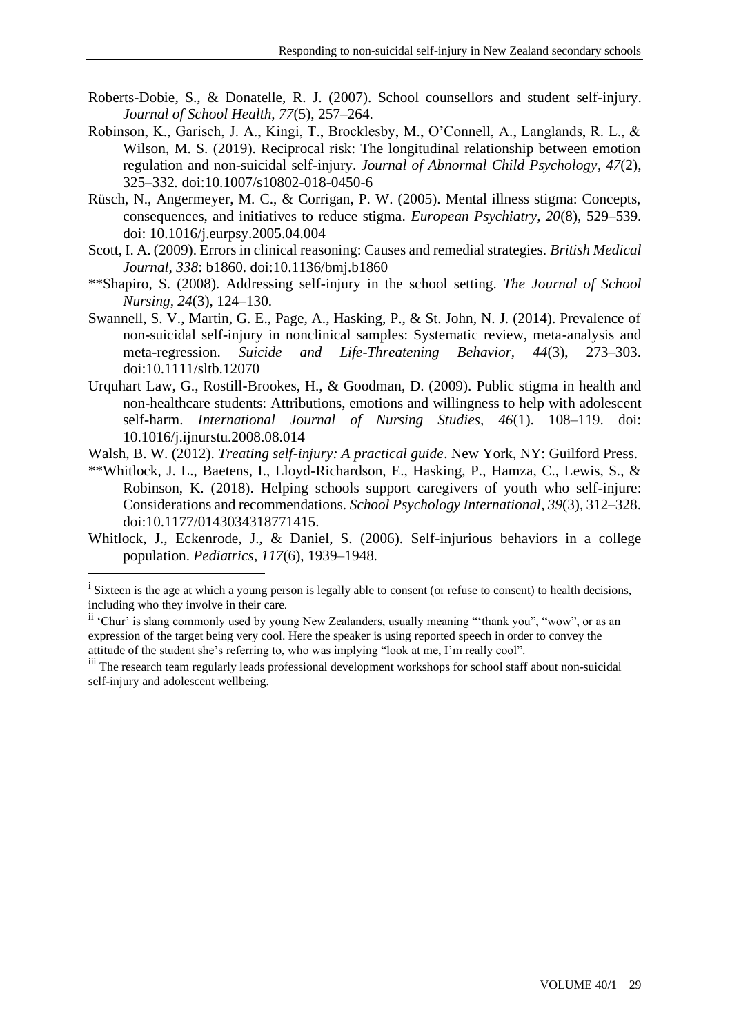Roberts-Dobie, S., & Donatelle, R. J. (2007). School counsellors and student self-injury. *Journal of School Health, 77*(5), 257–264.

Robinson, K., Garisch, J. A., Kingi, T., Brocklesby, M., O'Connell, A., Langlands, R. L., & Wilson, M. S. (2019). Reciprocal risk: The longitudinal relationship between emotion regulation and non-suicidal self-injury. *Journal of Abnormal Child Psychology, 47*(2), 325–332. doi:10.1007/s10802-018-0450-6

Rüsch, N., Angermeyer, M. C., & Corrigan, P. W. (2005). Mental illness stigma: Concepts, consequences, and initiatives to reduce stigma. *European Psychiatry, 20*(8), 529–539. doi: 10.1016/j.eurpsy.2005.04.004

Scott, I. A. (2009). Errors in clinical reasoning: Causes and remedial strategies. *British Medical Journal, 338*: b1860. doi:10.1136/bmj.b1860

**Shapiro, S. (2008). Addressing self-injury in the school setting. *The Journal of School Nursing, 24*(3), 124–130.

Swannell, S. V., Martin, G. E., Page, A., Hasking, P., & St. John, N. J. (2014). Prevalence of non-suicidal self-injury in nonclinical samples: Systematic review, meta-analysis and meta-regression. *Suicide and Life-Threatening Behavior, 44*(3), 273–303. doi:10.1111/sltb.12070

Urquhart Law, G., Rostill-Brookes, H., & Goodman, D. (2009). Public stigma in health and non-healthcare students: Attributions, emotions and willingness to help with adolescent self-harm. *International Journal of Nursing Studies, 46*(1). 108–119. doi: 10.1016/j.ijnurstu.2008.08.014

Walsh, B. W. (2012). *Treating self-injury: A practical guide*. New York, NY: Guilford Press.

**Whitlock, J. L., Baetens, I., Lloyd-Richardson, E., Hasking, P., Hamza, C., Lewis, S., & Robinson, K. (2018). Helping schools support caregivers of youth who self-injure: Considerations and recommendations. *School Psychology International, 39*(3), 312–328. doi:10.1177/0143034318771415.

Whitlock, J., Eckenrode, J., & Daniel, S. (2006). Self-injurious behaviors in a college population. *Pediatrics, 117*(6), 1939–1948.

---

[i] Sixteen is the age at which a young person is legally able to consent (or refuse to consent) to health decisions, including who they involve in their care.

[ii] 'Chur' is slang commonly used by young New Zealanders, usually meaning "'thank you", "wow", or as an expression of the target being very cool. Here the speaker is using reported speech in order to convey the attitude of the student she's referring to, who was implying "look at me, I'm really cool".

[iii] The research team regularly leads professional development workshops for school staff about non-suicidal self-injury and adolescent wellbeing.